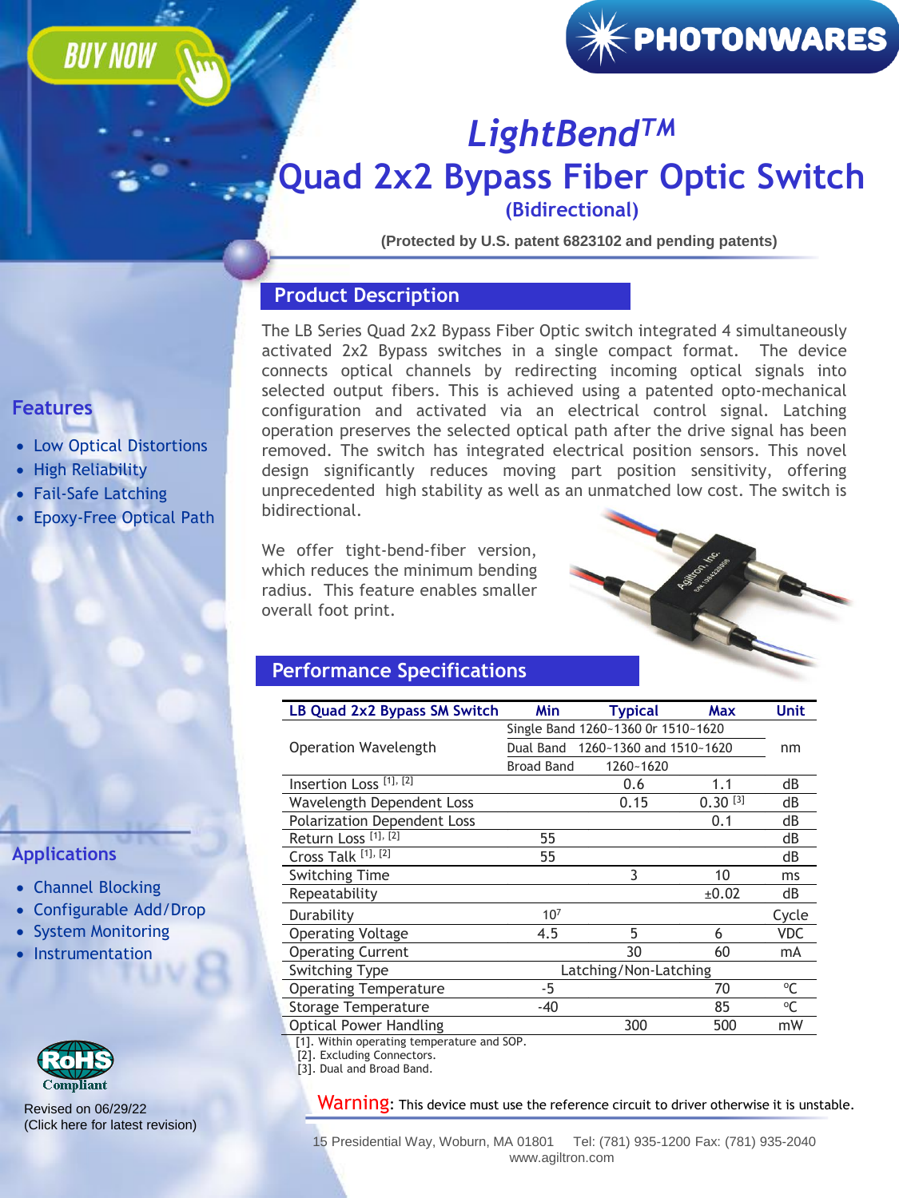BUY NOW

PHOTONWARES

# *LightBend™*
# Quad 2x2 Bypass Fiber Optic Switch
### (Bidirectional)

**(Protected by U.S. patent 6823102 and pending patents)**

## Product Description

The LB Series Quad 2x2 Bypass Fiber Optic switch integrated 4 simultaneously activated 2x2 Bypass switches in a single compact format. The device connects optical channels by redirecting incoming optical signals into selected output fibers. This is achieved using a patented opto-mechanical configuration and activated via an electrical control signal. Latching operation preserves the selected optical path after the drive signal has been removed. The switch has integrated electrical position sensors. This novel design significantly reduces moving part position sensitivity, offering unprecedented high stability as well as an unmatched low cost. The switch is bidirectional.

We offer tight-bend-fiber version, which reduces the minimum bending radius. This feature enables smaller overall foot print.

## Features

- Low Optical Distortions
- High Reliability
- Fail-Safe Latching
- Epoxy-Free Optical Path

## Applications

- Channel Blocking
- Configurable Add/Drop
- System Monitoring
- Instrumentation

## Performance Specifications

| LB Quad 2x2 Bypass SM Switch | Min | Typical | Max | Unit |
|---|---|---|---|---|
| Operation Wavelength | Single Band 1260~1360 0r 1510~1620 | | | nm |
| | Dual Band 1260~1360 and 1510~1620 | | | |
| | Broad Band 1260~1620 | | | |
| Insertion Loss [1], [2] | | 0.6 | 1.1 | dB |
| Wavelength Dependent Loss | | 0.15 | 0.30 [3] | dB |
| Polarization Dependent Loss | | | 0.1 | dB |
| Return Loss [1], [2] | 55 | | | dB |
| Cross Talk [1], [2] | 55 | | | dB |
| Switching Time | | 3 | 10 | ms |
| Repeatability | | | ±0.02 | dB |
| Durability | $10^7$ | | | Cycle |
| Operating Voltage | 4.5 | 5 | 6 | VDC |
| Operating Current | | 30 | 60 | mA |
| Switching Type | Latching/Non-Latching | | | |
| Operating Temperature | -5 | | 70 | °C |
| Storage Temperature | -40 | | 85 | °C |
| Optical Power Handling | | 300 | 500 | mW |

[1]. Within operating temperature and SOP.
[2]. Excluding Connectors.
[3]. Dual and Broad Band.

Warning: This device must use the reference circuit to driver otherwise it is unstable.

RoHS Compliant

Revised on 06/29/22
(Click here for latest revision)

15 Presidential Way, Woburn, MA 01801 Tel: (781) 935-1200 Fax: (781) 935-2040
www.agiltron.com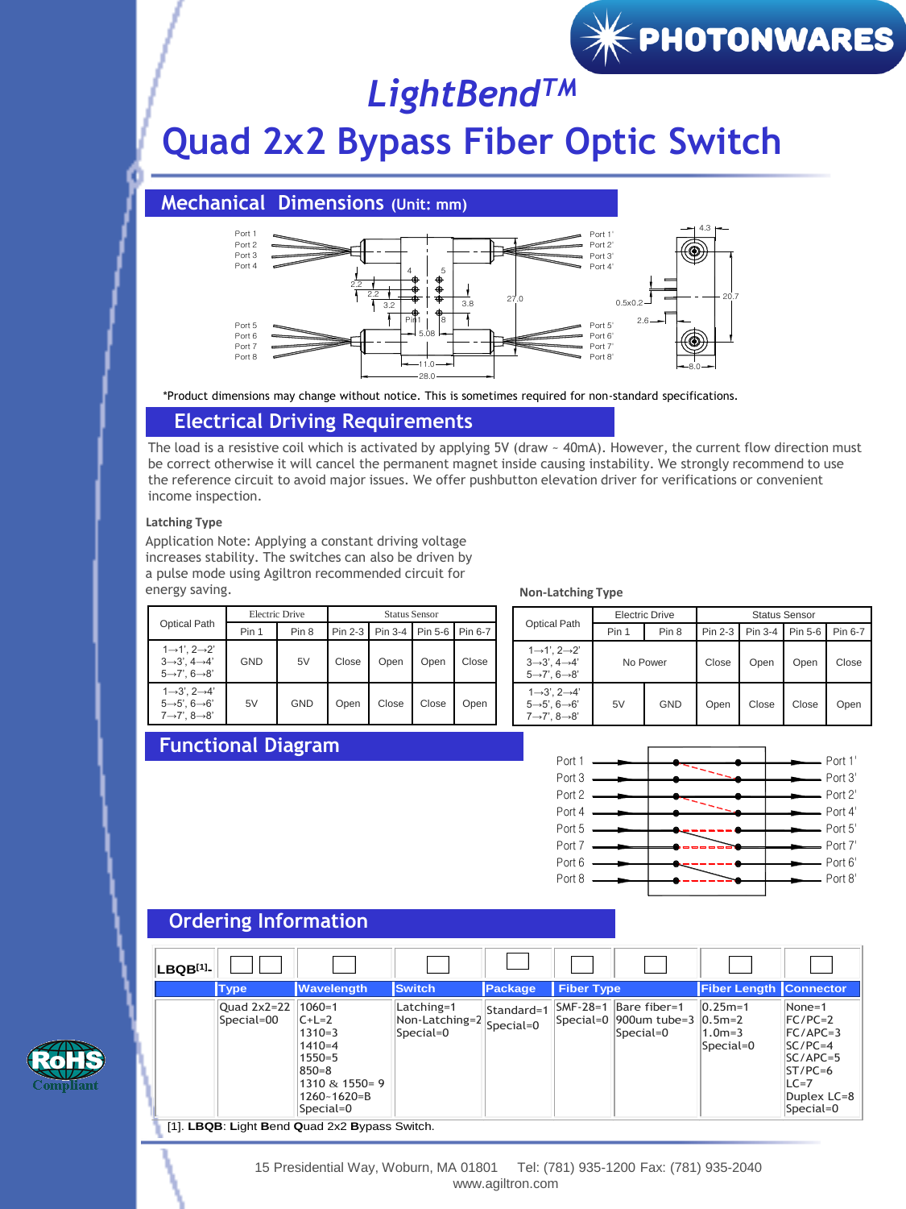# LightBend™
# Quad 2x2 Bypass Fiber Optic Switch

## Mechanical Dimensions (Unit: mm)

*Product dimensions may change without notice. This is sometimes required for non-standard specifications.

## Electrical Driving Requirements

The load is a resistive coil which is activated by applying 5V (draw ~ 40mA). However, the current flow direction must be correct otherwise it will cancel the permanent magnet inside causing instability. We strongly recommend to use the reference circuit to avoid major issues. We offer pushbutton elevation driver for verifications or convenient income inspection.

### Latching Type

Application Note: Applying a constant driving voltage increases stability. The switches can also be driven by a pulse mode using Agiltron recommended circuit for energy saving.

| Optical Path | Electric Drive | | Status Sensor | | | |
|---|---|---|---|---|---|---|
| | Pin 1 | Pin 8 | Pin 2-3 | Pin 3-4 | Pin 5-6 | Pin 6-7 |
| 1→1', 2→2' 3→3', 4→4' 5→7', 6→8' | GND | 5V | Close | Open | Open | Close |
| 1→3', 2→4' 5→5', 6→6' 7→7', 8→8' | 5V | GND | Open | Close | Close | Open |

### Non-Latching Type

| Optical Path | Electric Drive | | Status Sensor | | | |
|---|---|---|---|---|---|---|
| | Pin 1 | Pin 8 | Pin 2-3 | Pin 3-4 | Pin 5-6 | Pin 6-7 |
| 1→1', 2→2' 3→3', 4→4' 5→7', 6→8' | No Power | | Close | Open | Open | Close |
| 1→3', 2→4' 5→5', 6→6' 7→7', 8→8' | 5V | GND | Open | Close | Close | Open |

## Functional Diagram

## Ordering Information

| LBQB[1]- | □□ | □ | □ | □ | □ | □ | □ | □ |
|---|---|---|---|---|---|---|---|---|
| | Type | Wavelength | Switch | Package | Fiber Type | | Fiber Length | Connector |
| | Quad 2x2=22 Special=00 | 1060=1 C+L=2 1310=3 1410=4 1550=5 850=8 1310 & 1550= 9 1260~1620=B Special=0 | Latching=1 Non-Latching=2 Special=0 | Standard=1 Special=0 | SMF-28=1 Special=0 | Bare fiber=1 900um tube=3 Special=0 | 0.25m=1 0.5m=2 1.0m=3 Special=0 | None=1 FC/PC=2 FC/APC=3 SC/PC=4 SC/APC=5 ST/PC=6 LC=7 Duplex LC=8 Special=0 |

[1]. **LBQB**: **L**ight **B**end **Q**uad 2x2 **B**ypass Switch.

15 Presidential Way, Woburn, MA 01801 Tel: (781) 935-1200 Fax: (781) 935-2040
www.agiltron.com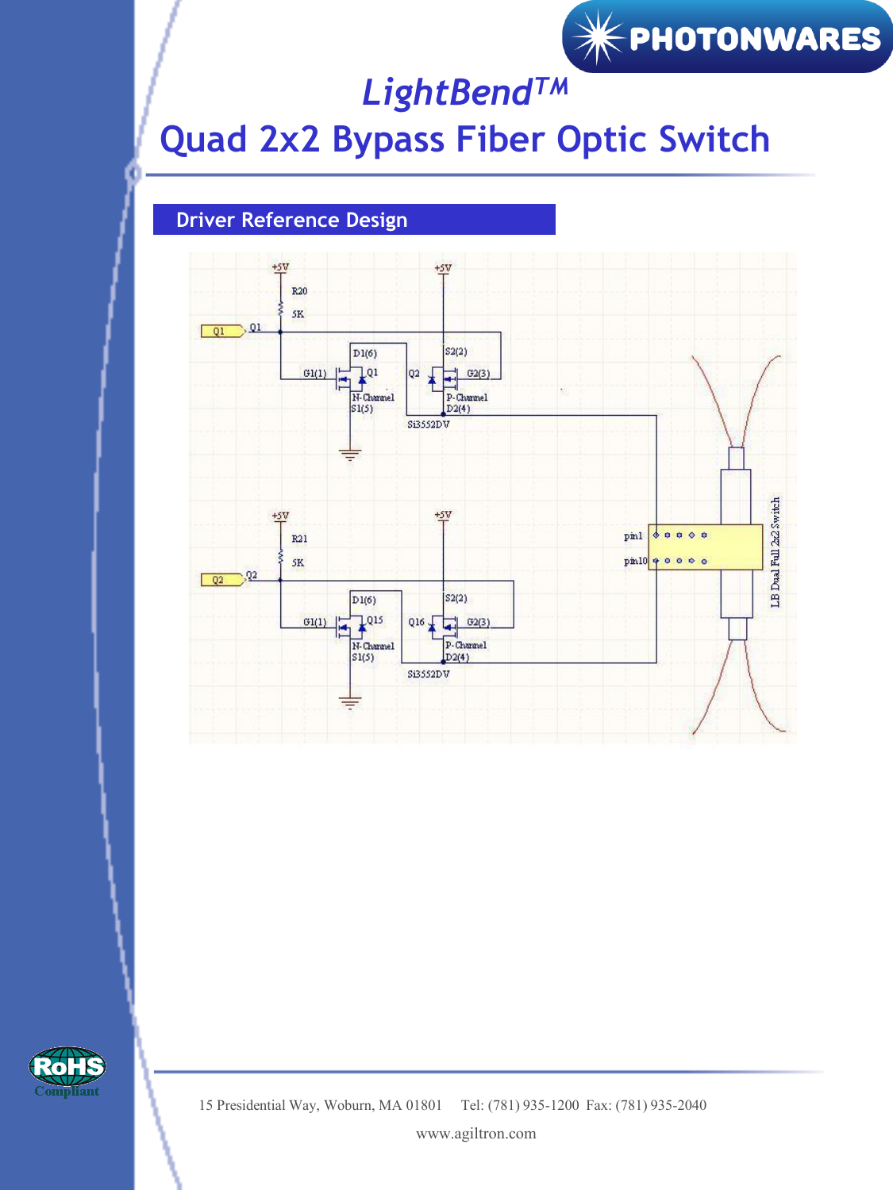# *LightBend™*

# Quad 2x2 Bypass Fiber Optic Switch

## Driver Reference Design

+5V
R20
5K
Q1
Q1
D1(6)
G1(1)
Q1
N-Channel
S1(5)
+5V
S2(2)
Q2
G2(3)
P-Channel
D2(4)
Si3552DV

+5V
R21
5K
Q2
Q2
D1(6)
G1(1)
Q15
N-Channel
S1(5)
+5V
S2(2)
Q16
G2(3)
P-Channel
D2(4)
Si3552DV

pin1
pin10
LB Dual Full 2x2 Switch